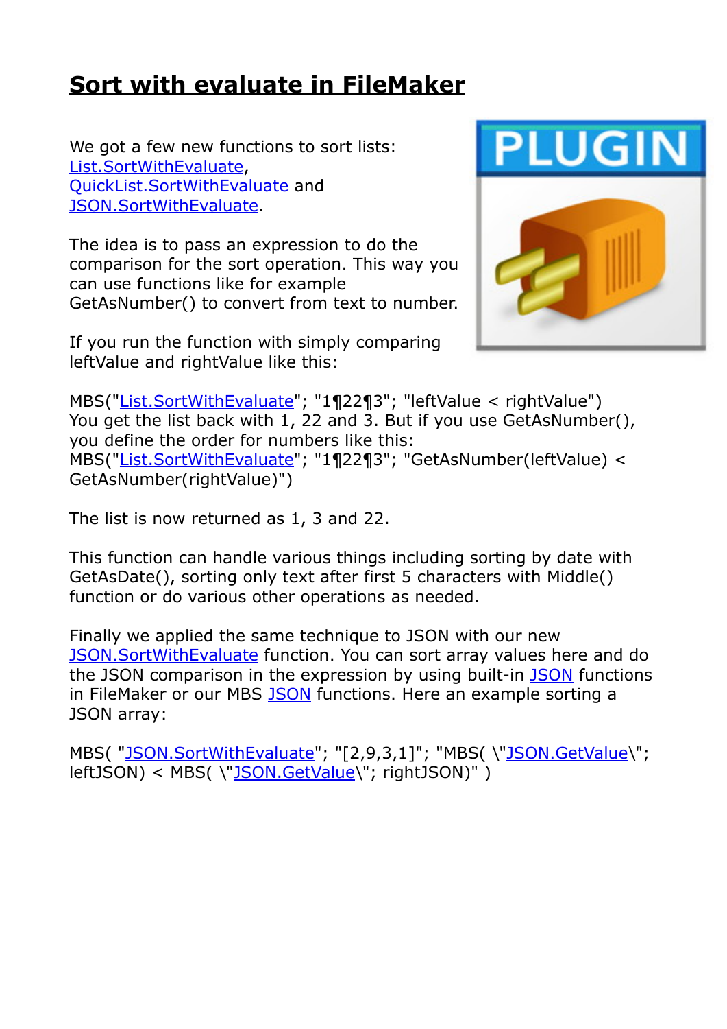# Sort with evaluate in FileMaker

We got a few new functions to sort lists: List.SortWithEvaluate, QuickList.SortWithEvaluate and JSON.SortWithEvaluate.

The idea is to pass an expression to do the comparison for the sort operation. This way you can use functions like for example GetAsNumber() to convert from text to number.

If you run the function with simply comparing leftValue and rightValue like this:

MBS("List.SortWithEvaluate"; "1¶22¶3"; "leftValue < rightValue")
You get the list back with 1, 22 and 3. But if you use GetAsNumber(), you define the order for numbers like this:
MBS("List.SortWithEvaluate"; "1¶22¶3"; "GetAsNumber(leftValue) < GetAsNumber(rightValue)")

The list is now returned as 1, 3 and 22.

This function can handle various things including sorting by date with GetAsDate(), sorting only text after first 5 characters with Middle() function or do various other operations as needed.

Finally we applied the same technique to JSON with our new JSON.SortWithEvaluate function. You can sort array values here and do the JSON comparison in the expression by using built-in JSON functions in FileMaker or our MBS JSON functions. Here an example sorting a JSON array:

MBS( "JSON.SortWithEvaluate"; "[2,9,3,1]"; "MBS( \"JSON.GetValue\"; leftJSON) < MBS( \"JSON.GetValue\"; rightJSON)" )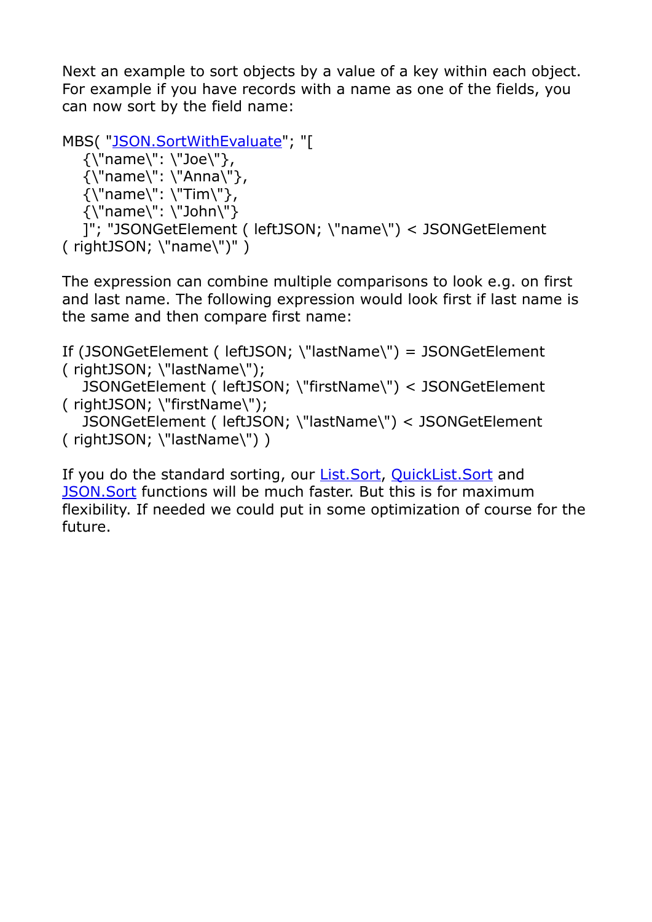Next an example to sort objects by a value of a key within each object. For example if you have records with a name as one of the fields, you can now sort by the field name:

```
MBS( "JSON.SortWithEvaluate"; "[
   {\"name\": \"Joe\"},
   {\"name\": \"Anna\"},
   {\"name\": \"Tim\"},
   {\"name\": \"John\"}
   ]"; "JSONGetElement ( leftJSON; \"name\") < JSONGetElement ( rightJSON; \"name\")" )
```

The expression can combine multiple comparisons to look e.g. on first and last name. The following expression would look first if last name is the same and then compare first name:

```
If (JSONGetElement ( leftJSON; \"lastName\") = JSONGetElement ( rightJSON; \"lastName\");
   JSONGetElement ( leftJSON; \"firstName\") < JSONGetElement ( rightJSON; \"firstName\");
   JSONGetElement ( leftJSON; \"lastName\") < JSONGetElement ( rightJSON; \"lastName\") )
```

If you do the standard sorting, our List.Sort, QuickList.Sort and JSON.Sort functions will be much faster. But this is for maximum flexibility. If needed we could put in some optimization of course for the future.